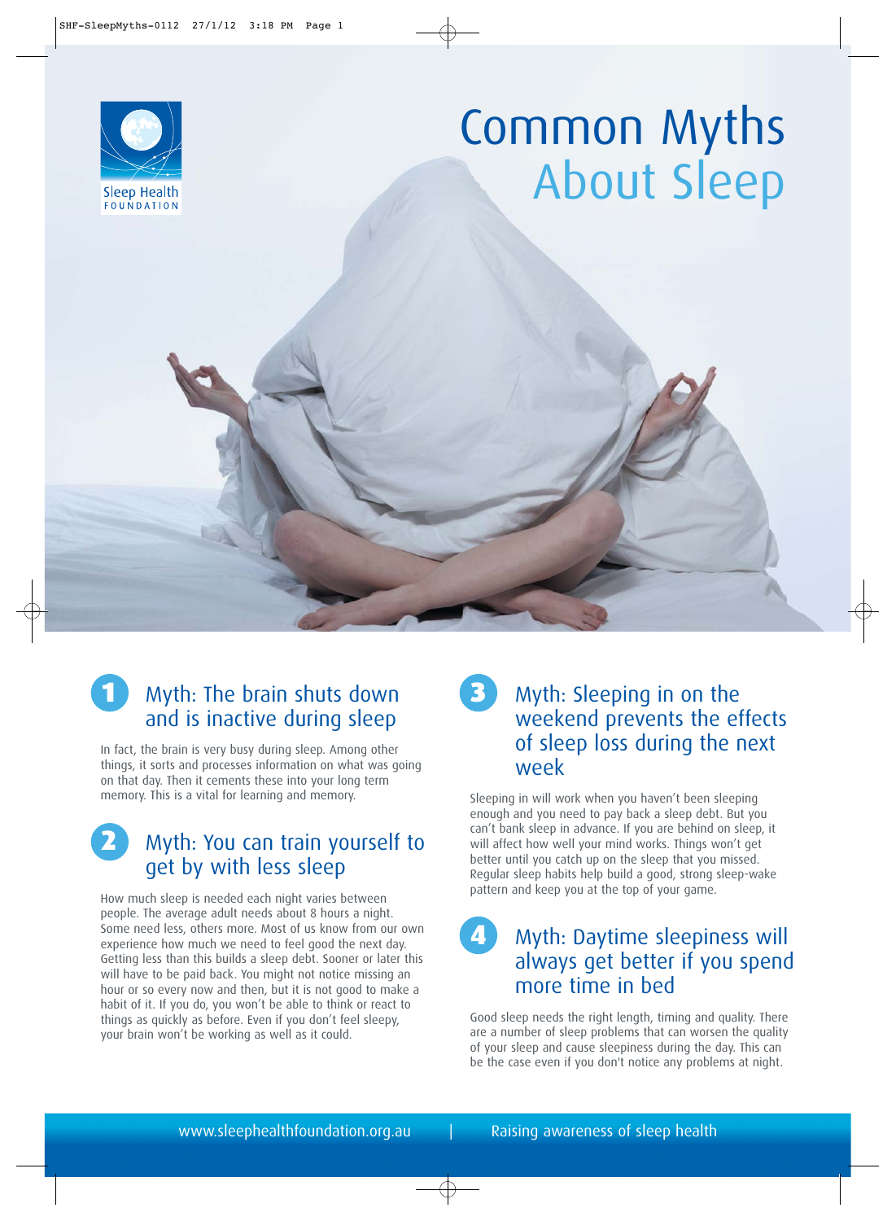Sleep Health FOUNDATION

# Common Myths About Sleep

## 1 Myth: The brain shuts down and is inactive during sleep

In fact, the brain is very busy during sleep. Among other things, it sorts and processes information on what was going on that day. Then it cements these into your long term memory. This is a vital for learning and memory.

## 2 Myth: You can train yourself to get by with less sleep

How much sleep is needed each night varies between people. The average adult needs about 8 hours a night. Some need less, others more. Most of us know from our own experience how much we need to feel good the next day. Getting less than this builds a sleep debt. Sooner or later this will have to be paid back. You might not notice missing an hour or so every now and then, but it is not good to make a habit of it. If you do, you won't be able to think or react to things as quickly as before. Even if you don't feel sleepy, your brain won't be working as well as it could.

## 3 Myth: Sleeping in on the weekend prevents the effects of sleep loss during the next week

Sleeping in will work when you haven't been sleeping enough and you need to pay back a sleep debt. But you can't bank sleep in advance. If you are behind on sleep, it will affect how well your mind works. Things won't get better until you catch up on the sleep that you missed. Regular sleep habits help build a good, strong sleep-wake pattern and keep you at the top of your game.

## 4 Myth: Daytime sleepiness will always get better if you spend more time in bed

Good sleep needs the right length, timing and quality. There are a number of sleep problems that can worsen the quality of your sleep and cause sleepiness during the day. This can be the case even if you don't notice any problems at night.

www.sleephealthfoundation.org.au | Raising awareness of sleep health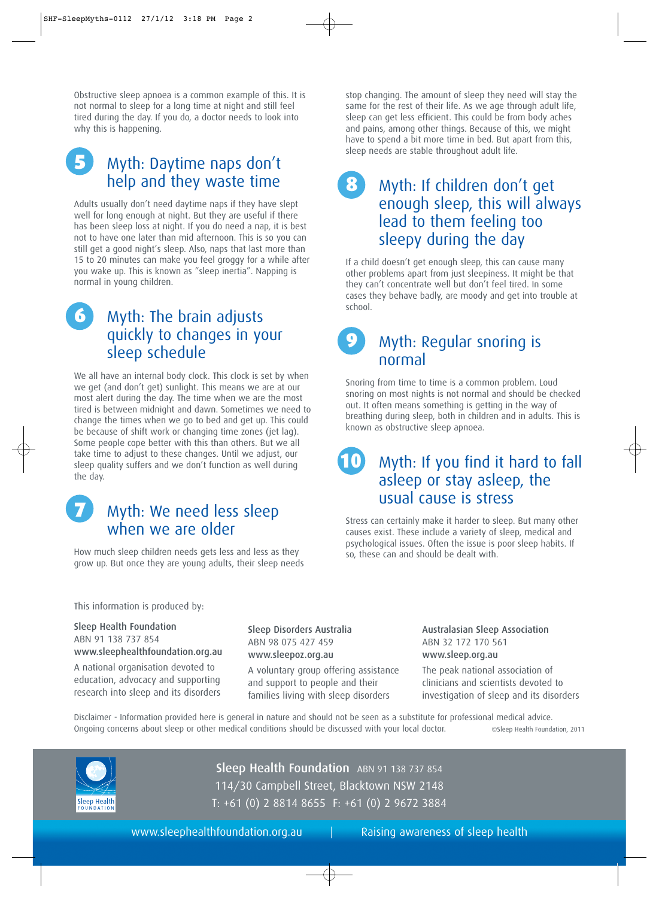Obstructive sleep apnoea is a common example of this. It is not normal to sleep for a long time at night and still feel tired during the day. If you do, a doctor needs to look into why this is happening.

## 5 Myth: Daytime naps don't help and they waste time

Adults usually don't need daytime naps if they have slept well for long enough at night. But they are useful if there has been sleep loss at night. If you do need a nap, it is best not to have one later than mid afternoon. This is so you can still get a good night's sleep. Also, naps that last more than 15 to 20 minutes can make you feel groggy for a while after you wake up. This is known as "sleep inertia". Napping is normal in young children.

## 6 Myth: The brain adjusts quickly to changes in your sleep schedule

We all have an internal body clock. This clock is set by when we get (and don't get) sunlight. This means we are at our most alert during the day. The time when we are the most tired is between midnight and dawn. Sometimes we need to change the times when we go to bed and get up. This could be because of shift work or changing time zones (jet lag). Some people cope better with this than others. But we all take time to adjust to these changes. Until we adjust, our sleep quality suffers and we don't function as well during the day.

## 7 Myth: We need less sleep when we are older

How much sleep children needs gets less and less as they grow up. But once they are young adults, their sleep needs stop changing. The amount of sleep they need will stay the same for the rest of their life. As we age through adult life, sleep can get less efficient. This could be from body aches and pains, among other things. Because of this, we might have to spend a bit more time in bed. But apart from this, sleep needs are stable throughout adult life.

## 8 Myth: If children don't get enough sleep, this will always lead to them feeling too sleepy during the day

If a child doesn't get enough sleep, this can cause many other problems apart from just sleepiness. It might be that they can't concentrate well but don't feel tired. In some cases they behave badly, are moody and get into trouble at school.

## 9 Myth: Regular snoring is normal

Snoring from time to time is a common problem. Loud snoring on most nights is not normal and should be checked out. It often means something is getting in the way of breathing during sleep, both in children and in adults. This is known as obstructive sleep apnoea.

## 10 Myth: If you find it hard to fall asleep or stay asleep, the usual cause is stress

Stress can certainly make it harder to sleep. But many other causes exist. These include a variety of sleep, medical and psychological issues. Often the issue is poor sleep habits. If so, these can and should be dealt with.

This information is produced by:

**Sleep Health Foundation**
ABN 91 138 737 854
**www.sleephealthfoundation.org.au**
A national organisation devoted to education, advocacy and supporting research into sleep and its disorders

**Sleep Disorders Australia**
ABN 98 075 427 459
**www.sleepoz.org.au**
A voluntary group offering assistance and support to people and their families living with sleep disorders

**Australasian Sleep Association**
ABN 32 172 170 561
**www.sleep.org.au**
The peak national association of clinicians and scientists devoted to investigation of sleep and its disorders

Disclaimer - Information provided here is general in nature and should not be seen as a substitute for professional medical advice. Ongoing concerns about sleep or other medical conditions should be discussed with your local doctor. ©Sleep Health Foundation, 2011

**Sleep Health Foundation** ABN 91 138 737 854
114/30 Campbell Street, Blacktown NSW 2148
T: +61 (0) 2 8814 8655 F: +61 (0) 2 9672 3884

www.sleephealthfoundation.org.au | Raising awareness of sleep health